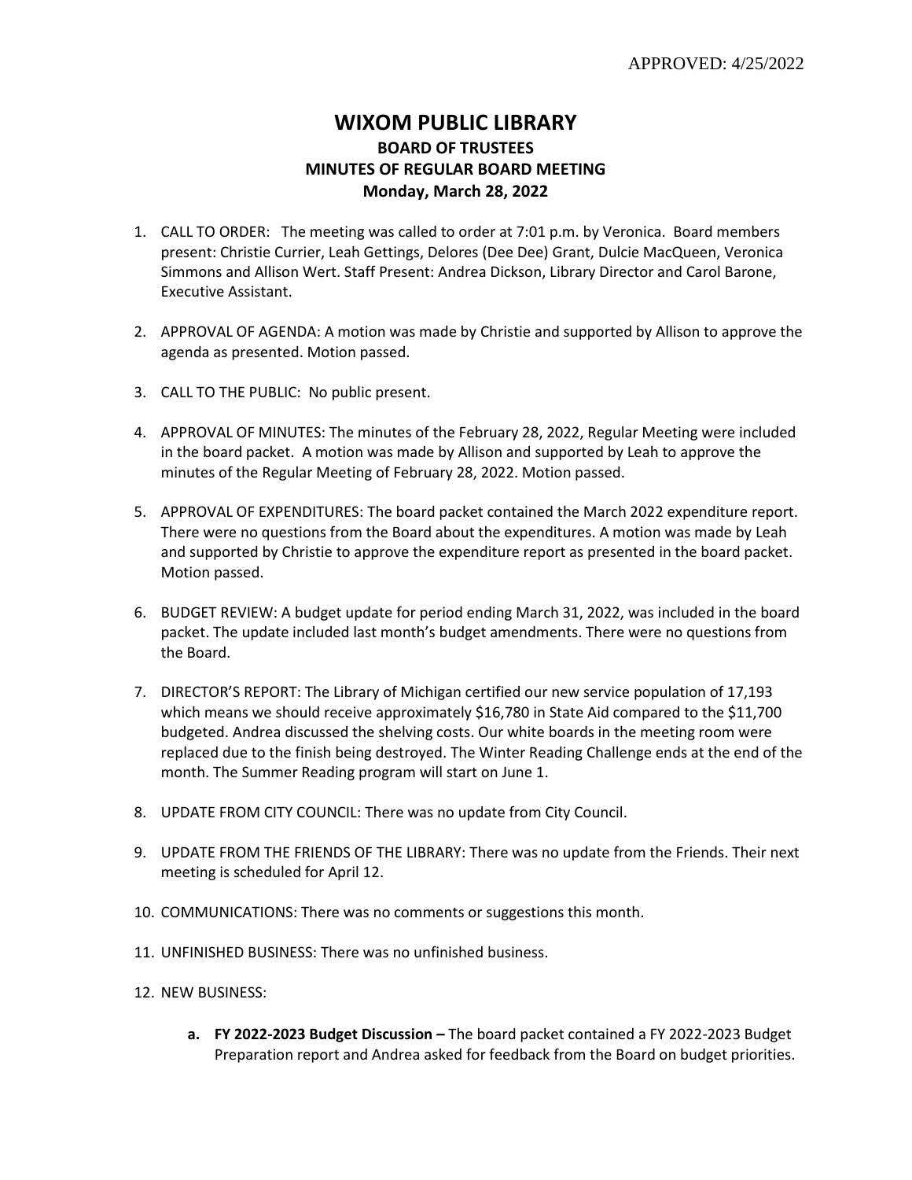APPROVED: 4/25/2022

# WIXOM PUBLIC LIBRARY

## BOARD OF TRUSTEES
## MINUTES OF REGULAR BOARD MEETING
## Monday, March 28, 2022

1. CALL TO ORDER: The meeting was called to order at 7:01 p.m. by Veronica. Board members present: Christie Currier, Leah Gettings, Delores (Dee Dee) Grant, Dulcie MacQueen, Veronica Simmons and Allison Wert. Staff Present: Andrea Dickson, Library Director and Carol Barone, Executive Assistant.

2. APPROVAL OF AGENDA: A motion was made by Christie and supported by Allison to approve the agenda as presented. Motion passed.

3. CALL TO THE PUBLIC: No public present.

4. APPROVAL OF MINUTES: The minutes of the February 28, 2022, Regular Meeting were included in the board packet. A motion was made by Allison and supported by Leah to approve the minutes of the Regular Meeting of February 28, 2022. Motion passed.

5. APPROVAL OF EXPENDITURES: The board packet contained the March 2022 expenditure report. There were no questions from the Board about the expenditures. A motion was made by Leah and supported by Christie to approve the expenditure report as presented in the board packet. Motion passed.

6. BUDGET REVIEW: A budget update for period ending March 31, 2022, was included in the board packet. The update included last month's budget amendments. There were no questions from the Board.

7. DIRECTOR'S REPORT: The Library of Michigan certified our new service population of 17,193 which means we should receive approximately $16,780 in State Aid compared to the $11,700 budgeted. Andrea discussed the shelving costs. Our white boards in the meeting room were replaced due to the finish being destroyed. The Winter Reading Challenge ends at the end of the month. The Summer Reading program will start on June 1.

8. UPDATE FROM CITY COUNCIL: There was no update from City Council.

9. UPDATE FROM THE FRIENDS OF THE LIBRARY: There was no update from the Friends. Their next meeting is scheduled for April 12.

10. COMMUNICATIONS: There was no comments or suggestions this month.

11. UNFINISHED BUSINESS: There was no unfinished business.

12. NEW BUSINESS:

    a. **FY 2022-2023 Budget Discussion –** The board packet contained a FY 2022-2023 Budget Preparation report and Andrea asked for feedback from the Board on budget priorities.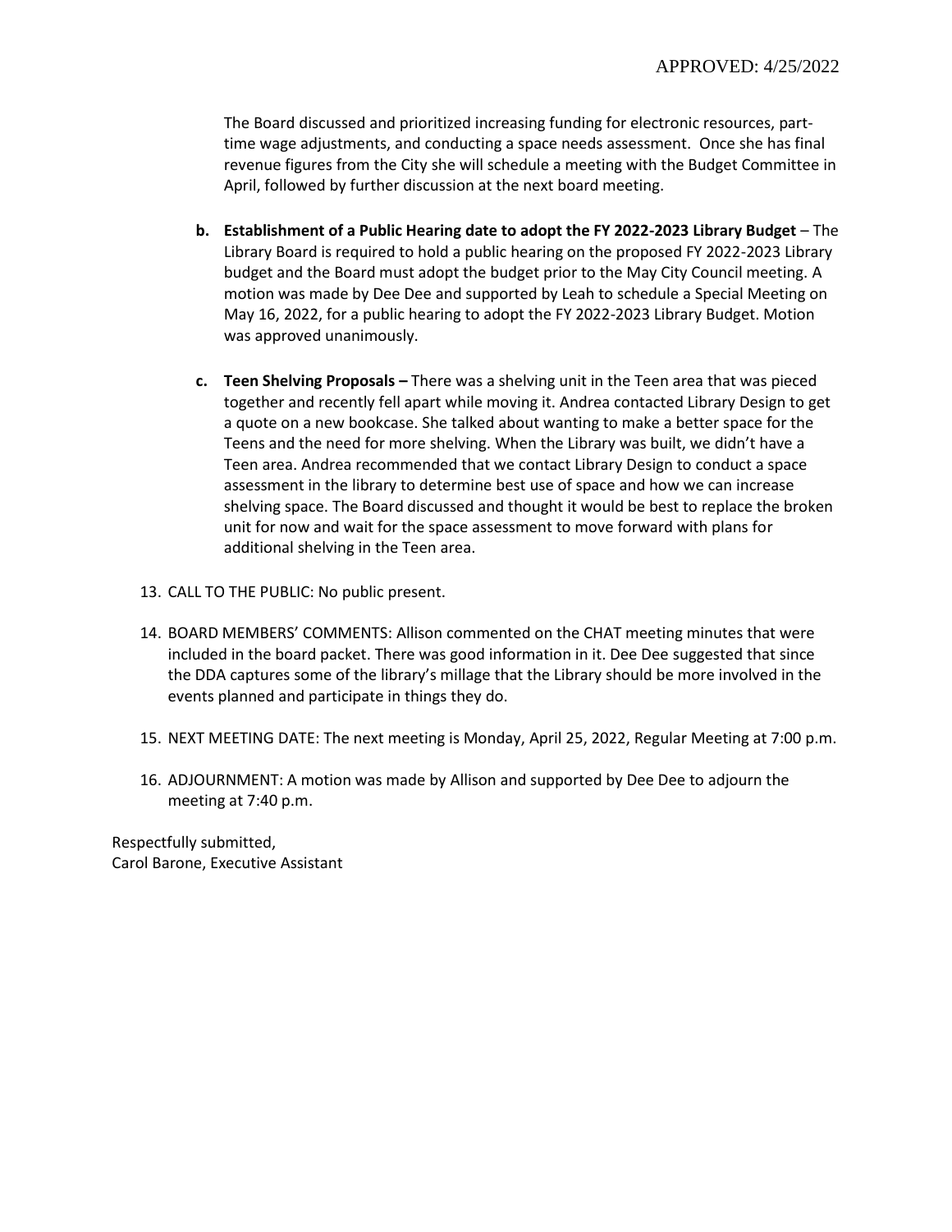APPROVED: 4/25/2022

The Board discussed and prioritized increasing funding for electronic resources, part-time wage adjustments, and conducting a space needs assessment. Once she has final revenue figures from the City she will schedule a meeting with the Budget Committee in April, followed by further discussion at the next board meeting.

b. **Establishment of a Public Hearing date to adopt the FY 2022-2023 Library Budget** – The Library Board is required to hold a public hearing on the proposed FY 2022-2023 Library budget and the Board must adopt the budget prior to the May City Council meeting. A motion was made by Dee Dee and supported by Leah to schedule a Special Meeting on May 16, 2022, for a public hearing to adopt the FY 2022-2023 Library Budget. Motion was approved unanimously.

c. **Teen Shelving Proposals –** There was a shelving unit in the Teen area that was pieced together and recently fell apart while moving it. Andrea contacted Library Design to get a quote on a new bookcase. She talked about wanting to make a better space for the Teens and the need for more shelving. When the Library was built, we didn't have a Teen area. Andrea recommended that we contact Library Design to conduct a space assessment in the library to determine best use of space and how we can increase shelving space. The Board discussed and thought it would be best to replace the broken unit for now and wait for the space assessment to move forward with plans for additional shelving in the Teen area.

13. CALL TO THE PUBLIC: No public present.

14. BOARD MEMBERS' COMMENTS: Allison commented on the CHAT meeting minutes that were included in the board packet. There was good information in it. Dee Dee suggested that since the DDA captures some of the library's millage that the Library should be more involved in the events planned and participate in things they do.

15. NEXT MEETING DATE: The next meeting is Monday, April 25, 2022, Regular Meeting at 7:00 p.m.

16. ADJOURNMENT: A motion was made by Allison and supported by Dee Dee to adjourn the meeting at 7:40 p.m.

Respectfully submitted,
Carol Barone, Executive Assistant